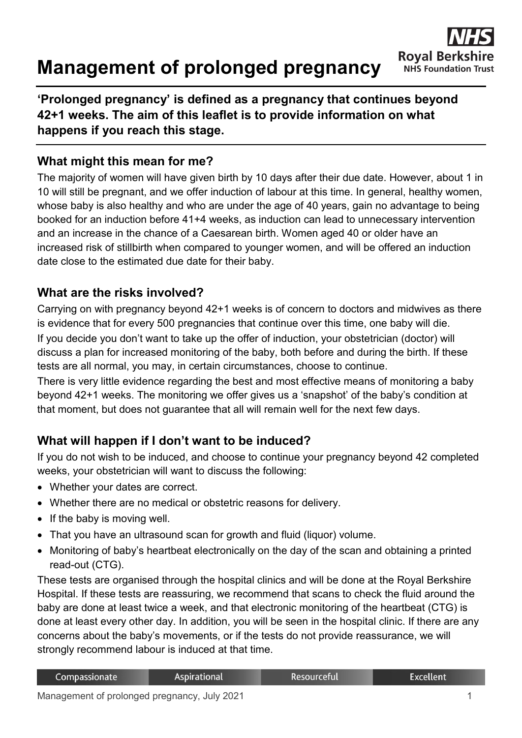# Management of prolonged pregnancy

**'Prolonged pregnancy' is defined as a pregnancy that continues beyond 42+1 weeks. The aim of this leaflet is to provide information on what happens if you reach this stage.**

## What might this mean for me?

The majority of women will have given birth by 10 days after their due date. However, about 1 in 10 will still be pregnant, and we offer induction of labour at this time. In general, healthy women, whose baby is also healthy and who are under the age of 40 years, gain no advantage to being booked for an induction before 41+4 weeks, as induction can lead to unnecessary intervention and an increase in the chance of a Caesarean birth. Women aged 40 or older have an increased risk of stillbirth when compared to younger women, and will be offered an induction date close to the estimated due date for their baby.

## What are the risks involved?

Carrying on with pregnancy beyond 42+1 weeks is of concern to doctors and midwives as there is evidence that for every 500 pregnancies that continue over this time, one baby will die.

If you decide you don't want to take up the offer of induction, your obstetrician (doctor) will discuss a plan for increased monitoring of the baby, both before and during the birth. If these tests are all normal, you may, in certain circumstances, choose to continue.

There is very little evidence regarding the best and most effective means of monitoring a baby beyond 42+1 weeks. The monitoring we offer gives us a 'snapshot' of the baby's condition at that moment, but does not guarantee that all will remain well for the next few days.

## What will happen if I don't want to be induced?

If you do not wish to be induced, and choose to continue your pregnancy beyond 42 completed weeks, your obstetrician will want to discuss the following:

- Whether your dates are correct.
- Whether there are no medical or obstetric reasons for delivery.
- If the baby is moving well.
- That you have an ultrasound scan for growth and fluid (liquor) volume.
- Monitoring of baby's heartbeat electronically on the day of the scan and obtaining a printed read-out (CTG).

These tests are organised through the hospital clinics and will be done at the Royal Berkshire Hospital. If these tests are reassuring, we recommend that scans to check the fluid around the baby are done at least twice a week, and that electronic monitoring of the heartbeat (CTG) is done at least every other day. In addition, you will be seen in the hospital clinic. If there are any concerns about the baby's movements, or if the tests do not provide reassurance, we will strongly recommend labour is induced at that time.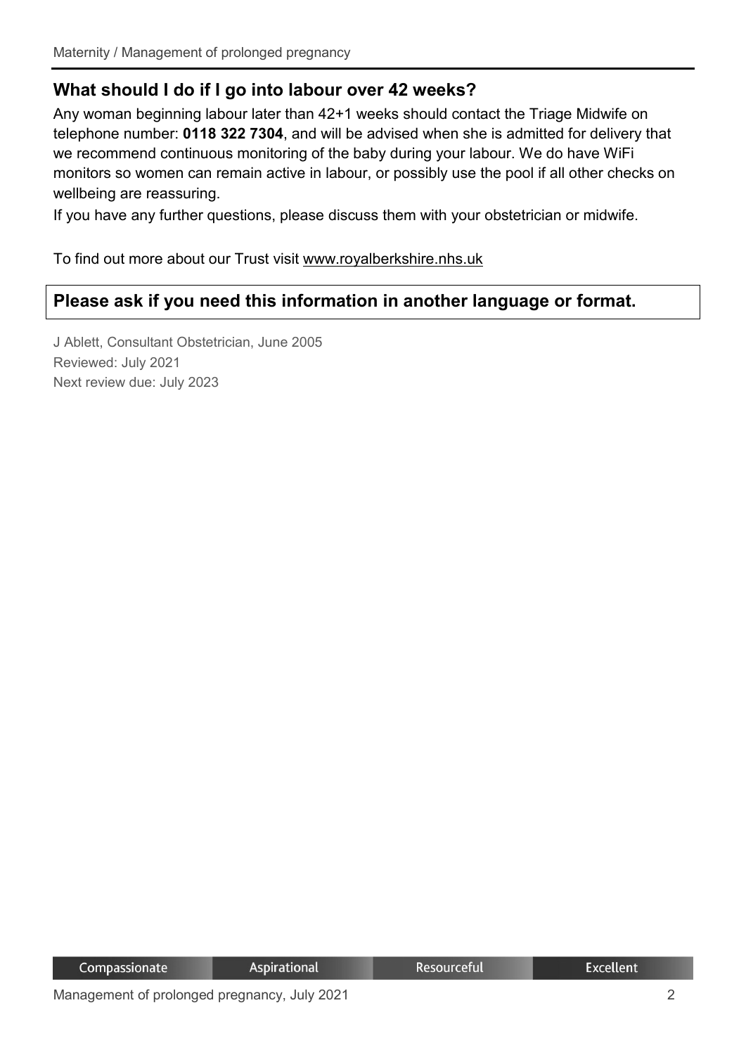## What should I do if I go into labour over 42 weeks?

Any woman beginning labour later than 42+1 weeks should contact the Triage Midwife on telephone number: **0118 322 7304**, and will be advised when she is admitted for delivery that we recommend continuous monitoring of the baby during your labour. We do have WiFi monitors so women can remain active in labour, or possibly use the pool if all other checks on wellbeing are reassuring.

If you have any further questions, please discuss them with your obstetrician or midwife.

To find out more about our Trust visit www.royalberkshire.nhs.uk

**Please ask if you need this information in another language or format.**

J Ablett, Consultant Obstetrician, June 2005
Reviewed: July 2021
Next review due: July 2023